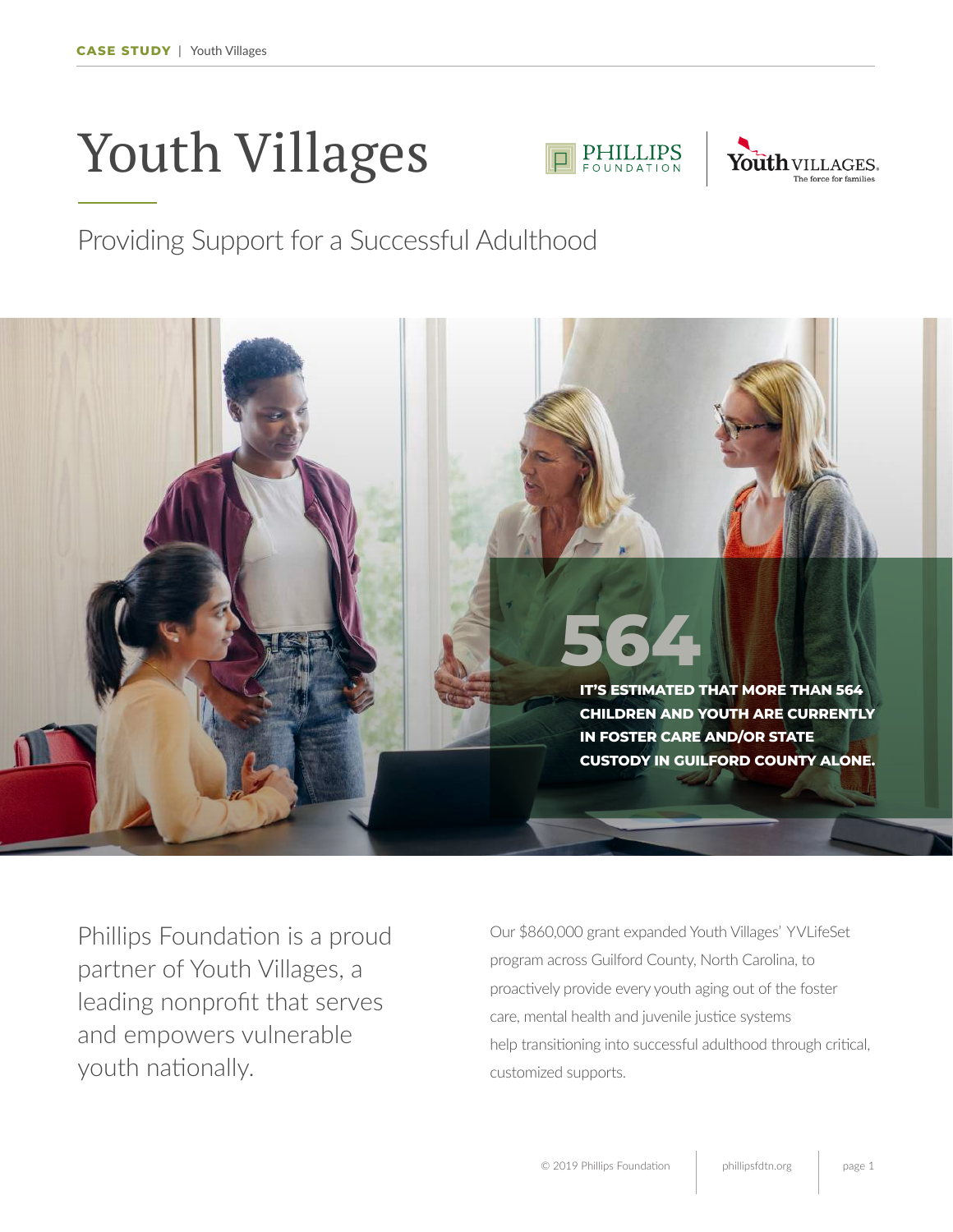CASE STUDY | Youth Villages

# Youth Villages

## Providing Support for a Successful Adulthood

**564**

**IT'S ESTIMATED THAT MORE THAN 564 CHILDREN AND YOUTH ARE CURRENTLY IN FOSTER CARE AND/OR STATE CUSTODY IN GUILFORD COUNTY ALONE.**

Phillips Foundation is a proud partner of Youth Villages, a leading nonprofit that serves and empowers vulnerable youth nationally.

Our $860,000 grant expanded Youth Villages' YVLifeSet program across Guilford County, North Carolina, to proactively provide every youth aging out of the foster care, mental health and juvenile justice systems help transitioning into successful adulthood through critical, customized supports.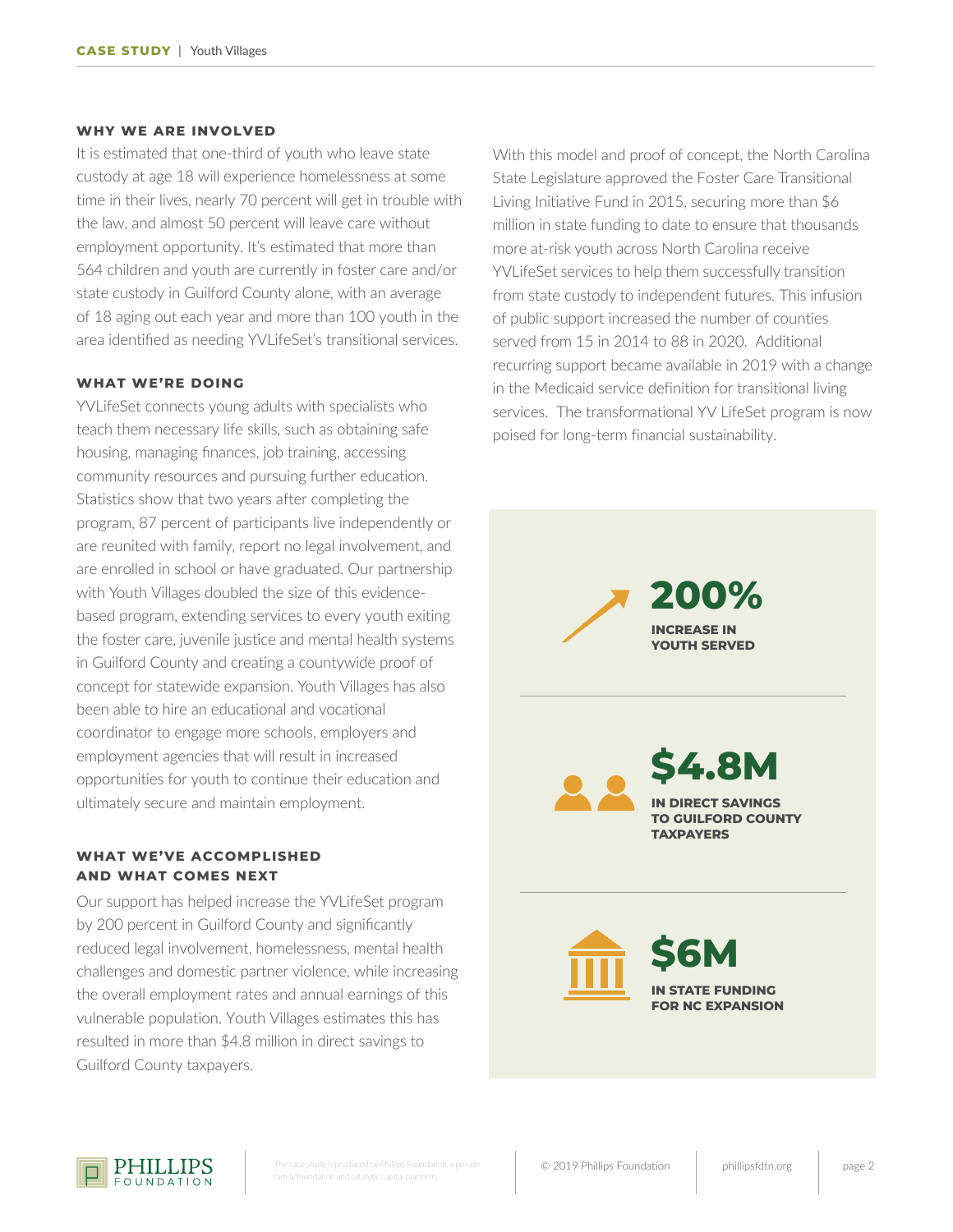### WHY WE ARE INVOLVED

It is estimated that one-third of youth who leave state custody at age 18 will experience homelessness at some time in their lives, nearly 70 percent will get in trouble with the law, and almost 50 percent will leave care without employment opportunity. It's estimated that more than 564 children and youth are currently in foster care and/or state custody in Guilford County alone, with an average of 18 aging out each year and more than 100 youth in the area identified as needing YVLifeSet's transitional services.

### WHAT WE'RE DOING

YVLifeSet connects young adults with specialists who teach them necessary life skills, such as obtaining safe housing, managing finances, job training, accessing community resources and pursuing further education. Statistics show that two years after completing the program, 87 percent of participants live independently or are reunited with family, report no legal involvement, and are enrolled in school or have graduated. Our partnership with Youth Villages doubled the size of this evidence-based program, extending services to every youth exiting the foster care, juvenile justice and mental health systems in Guilford County and creating a countywide proof of concept for statewide expansion. Youth Villages has also been able to hire an educational and vocational coordinator to engage more schools, employers and employment agencies that will result in increased opportunities for youth to continue their education and ultimately secure and maintain employment.

### WHAT WE'VE ACCOMPLISHED AND WHAT COMES NEXT

Our support has helped increase the YVLifeSet program by 200 percent in Guilford County and significantly reduced legal involvement, homelessness, mental health challenges and domestic partner violence, while increasing the overall employment rates and annual earnings of this vulnerable population. Youth Villages estimates this has resulted in more than $4.8 million in direct savings to Guilford County taxpayers.

With this model and proof of concept, the North Carolina State Legislature approved the Foster Care Transitional Living Initiative Fund in 2015, securing more than $6 million in state funding to date to ensure that thousands more at-risk youth across North Carolina receive YVLifeSet services to help them successfully transition from state custody to independent futures. This infusion of public support increased the number of counties served from 15 in 2014 to 88 in 2020. Additional recurring support became available in 2019 with a change in the Medicaid service definition for transitional living services. The transformational YV LifeSet program is now poised for long-term financial sustainability.

**200%**
INCREASE IN YOUTH SERVED

**$4.8M**
IN DIRECT SAVINGS TO GUILFORD COUNTY TAXPAYERS

**$6M**
IN STATE FUNDING FOR NC EXPANSION